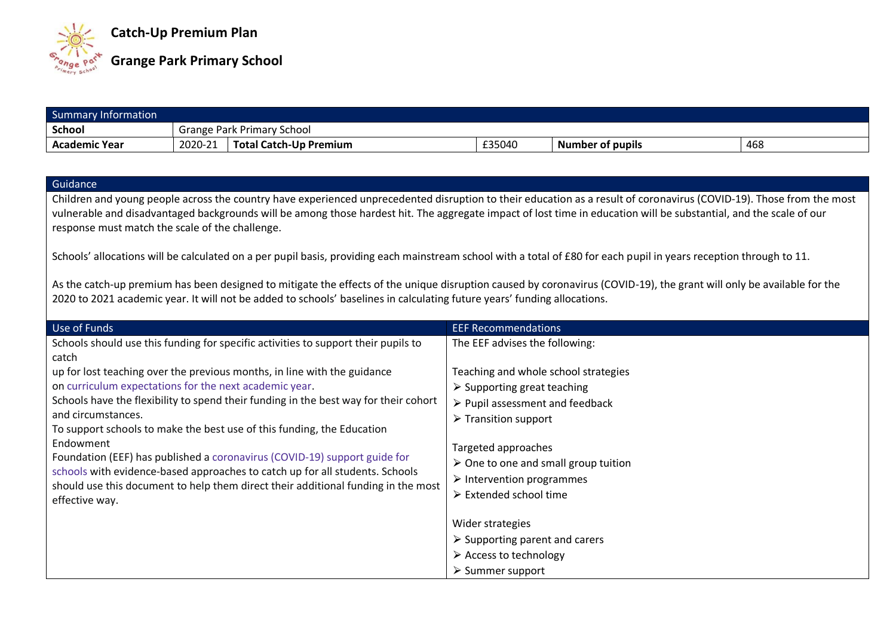# Catch-Up Premium Plan

## Grange Park Primary School

| Summary Information | | | | | |
|---|---|---|---|---|---|
| **School** | Grange Park Primary School | | | | |
| **Academic Year** | 2020-21 | **Total Catch-Up Premium** | £35040 | **Number of pupils** | 468 |

| Guidance |
|---|
| Children and young people across the country have experienced unprecedented disruption to their education as a result of coronavirus (COVID-19). Those from the most vulnerable and disadvantaged backgrounds will be among those hardest hit. The aggregate impact of lost time in education will be substantial, and the scale of our response must match the scale of the challenge.<br><br>Schools' allocations will be calculated on a per pupil basis, providing each mainstream school with a total of £80 for each pupil in years reception through to 11.<br><br>As the catch-up premium has been designed to mitigate the effects of the unique disruption caused by coronavirus (COVID-19), the grant will only be available for the 2020 to 2021 academic year. It will not be added to schools' baselines in calculating future years' funding allocations. |

| Use of Funds | EEF Recommendations |
|---|---|
| Schools should use this funding for specific activities to support their pupils to catch<br>up for lost teaching over the previous months, in line with the guidance on curriculum expectations for the next academic year.<br>Schools have the flexibility to spend their funding in the best way for their cohort and circumstances.<br>To support schools to make the best use of this funding, the Education Endowment<br>Foundation (EEF) has published a coronavirus (COVID-19) support guide for schools with evidence-based approaches to catch up for all students. Schools should use this document to help them direct their additional funding in the most effective way. | The EEF advises the following:<br><br>Teaching and whole school strategies<br>➢ Supporting great teaching<br>➢ Pupil assessment and feedback<br>➢ Transition support<br><br>Targeted approaches<br>➢ One to one and small group tuition<br>➢ Intervention programmes<br>➢ Extended school time<br><br>Wider strategies<br>➢ Supporting parent and carers<br>➢ Access to technology<br>➢ Summer support |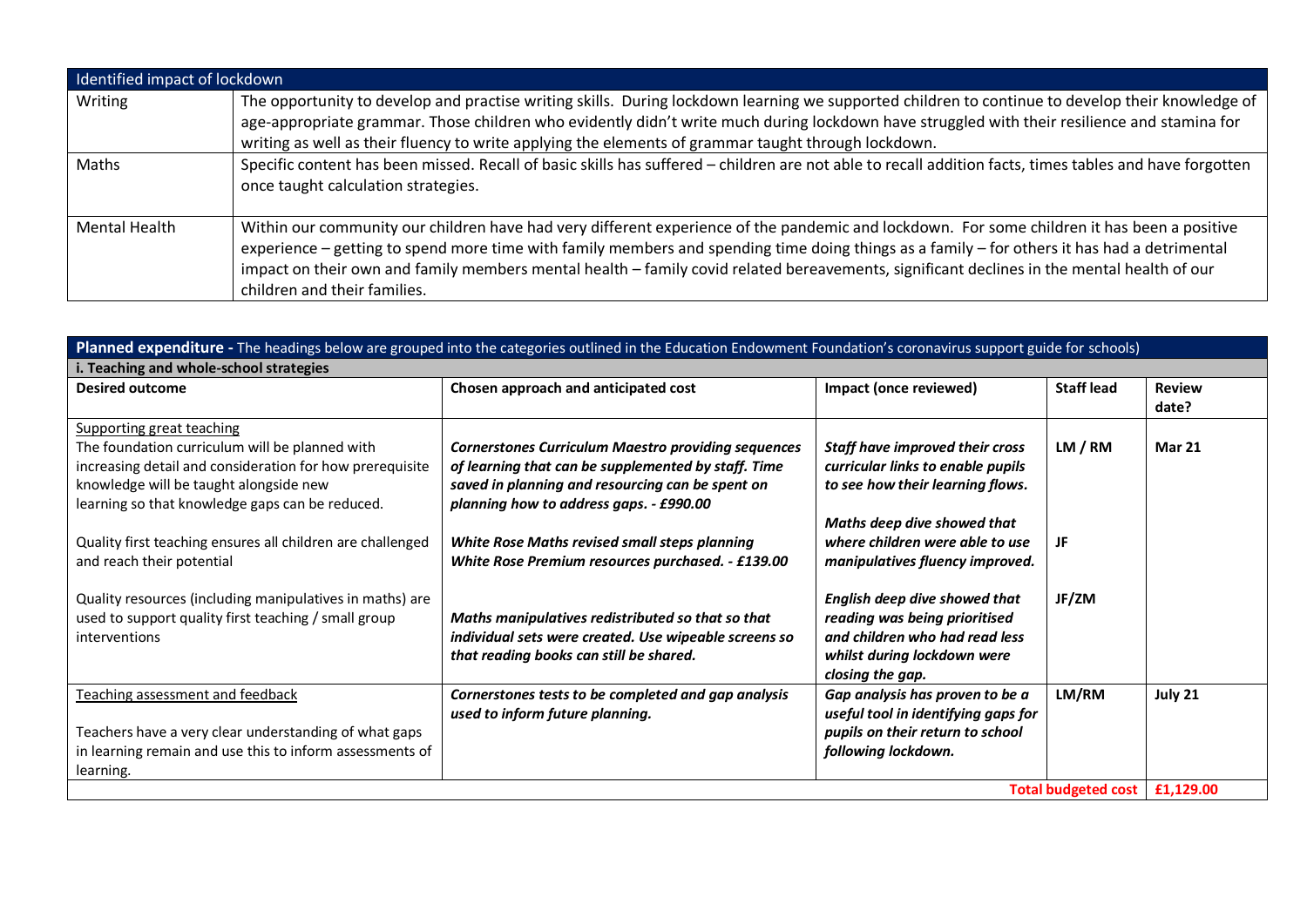| Identified impact of lockdown | |
|---|---|
| Writing | The opportunity to develop and practise writing skills. During lockdown learning we supported children to continue to develop their knowledge of age-appropriate grammar. Those children who evidently didn't write much during lockdown have struggled with their resilience and stamina for writing as well as their fluency to write applying the elements of grammar taught through lockdown. |
| Maths | Specific content has been missed. Recall of basic skills has suffered – children are not able to recall addition facts, times tables and have forgotten once taught calculation strategies. |
| Mental Health | Within our community our children have had very different experience of the pandemic and lockdown. For some children it has been a positive experience – getting to spend more time with family members and spending time doing things as a family – for others it has had a detrimental impact on their own and family members mental health – family covid related bereavements, significant declines in the mental health of our children and their families. |

| **Planned expenditure -** The headings below are grouped into the categories outlined in the Education Endowment Foundation's coronavirus support guide for schools) | | | | |
|---|---|---|---|---|
| **i. Teaching and whole-school strategies** | | | | |
| **Desired outcome** | **Chosen approach and anticipated cost** | **Impact (once reviewed)** | **Staff lead** | **Review date?** |
| Supporting great teaching<br>The foundation curriculum will be planned with increasing detail and consideration for how prerequisite knowledge will be taught alongside new learning so that knowledge gaps can be reduced. | ***Cornerstones Curriculum Maestro providing sequences of learning that can be supplemented by staff. Time saved in planning and resourcing can be spent on planning how to address gaps. - £990.00*** | ***Staff have improved their cross curricular links to enable pupils to see how their learning flows.*** | **LM / RM** | **Mar 21** |
| Quality first teaching ensures all children are challenged and reach their potential | ***White Rose Maths revised small steps planning White Rose Premium resources purchased. - £139.00*** | ***Maths deep dive showed that where children were able to use manipulatives fluency improved.*** | **JF** | |
| Quality resources (including manipulatives in maths) are used to support quality first teaching / small group interventions | ***Maths manipulatives redistributed so that so that individual sets were created. Use wipeable screens so that reading books can still be shared.*** | ***English deep dive showed that reading was being prioritised and children who had read less whilst during lockdown were closing the gap.*** | **JF/ZM** | |
| Teaching assessment and feedback<br><br>Teachers have a very clear understanding of what gaps in learning remain and use this to inform assessments of learning. | ***Cornerstones tests to be completed and gap analysis used to inform future planning.*** | ***Gap analysis has proven to be a useful tool in identifying gaps for pupils on their return to school following lockdown.*** | **LM/RM** | **July 21** |
| | | | **Total budgeted cost** | **£1,129.00** |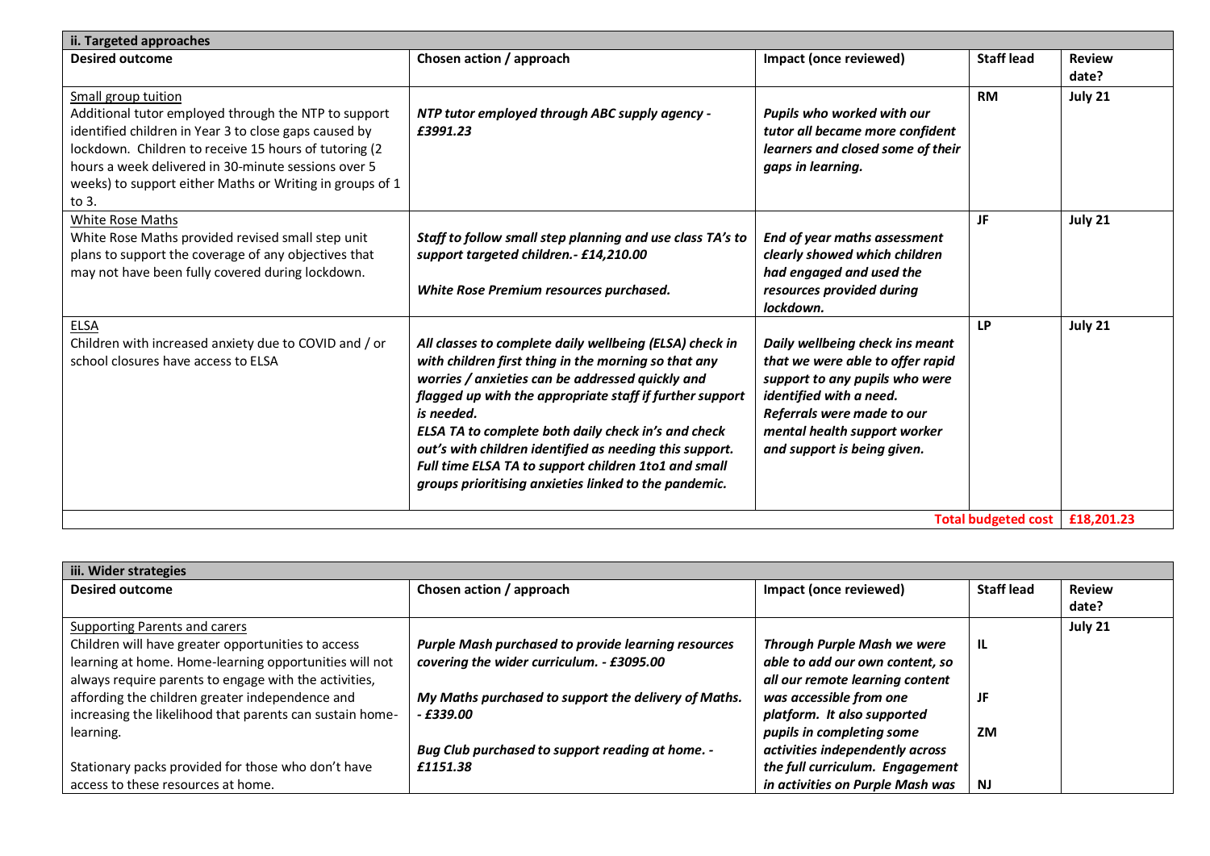| ii. Targeted approaches | | | | |
|---|---|---|---|---|
| **Desired outcome** | **Chosen action / approach** | **Impact (once reviewed)** | **Staff lead** | **Review date?** |
| Small group tuition<br>Additional tutor employed through the NTP to support identified children in Year 3 to close gaps caused by lockdown. Children to receive 15 hours of tutoring (2 hours a week delivered in 30-minute sessions over 5 weeks) to support either Maths or Writing in groups of 1 to 3. | ***NTP tutor employed through ABC supply agency - £3991.23*** | ***Pupils who worked with our tutor all became more confident learners and closed some of their gaps in learning.*** | **RM** | **July 21** |
| White Rose Maths<br>White Rose Maths provided revised small step unit plans to support the coverage of any objectives that may not have been fully covered during lockdown. | ***Staff to follow small step planning and use class TA's to support targeted children.- £14,210.00***<br><br>***White Rose Premium resources purchased.*** | ***End of year maths assessment clearly showed which children had engaged and used the resources provided during lockdown.*** | **JF** | **July 21** |
| ELSA<br>Children with increased anxiety due to COVID and / or school closures have access to ELSA | ***All classes to complete daily wellbeing (ELSA) check in with children first thing in the morning so that any worries / anxieties can be addressed quickly and flagged up with the appropriate staff if further support is needed.***<br>***ELSA TA to complete both daily check in's and check out's with children identified as needing this support.***<br>***Full time ELSA TA to support children 1to1 and small groups prioritising anxieties linked to the pandemic.*** | ***Daily wellbeing check ins meant that we were able to offer rapid support to any pupils who were identified with a need.***<br>***Referrals were made to our mental health support worker and support is being given.*** | **LP** | **July 21** |
| | | | **Total budgeted cost** | **£18,201.23** |

| iii. Wider strategies | | | | |
|---|---|---|---|---|
| **Desired outcome** | **Chosen action / approach** | **Impact (once reviewed)** | **Staff lead** | **Review date?** |
| Supporting Parents and carers<br>Children will have greater opportunities to access learning at home. Home-learning opportunities will not always require parents to engage with the activities, affording the children greater independence and increasing the likelihood that parents can sustain home-learning.<br><br>Stationary packs provided for those who don't have access to these resources at home. | ***Purple Mash purchased to provide learning resources covering the wider curriculum. - £3095.00***<br><br>***My Maths purchased to support the delivery of Maths. - £339.00***<br><br>***Bug Club purchased to support reading at home. - £1151.38*** | ***Through Purple Mash we were able to add our own content, so all our remote learning content was accessible from one platform. It also supported pupils in completing some activities independently across the full curriculum. Engagement in activities on Purple Mash was*** | **IL**<br><br>**JF**<br><br>**ZM**<br><br>**NJ** | **July 21** |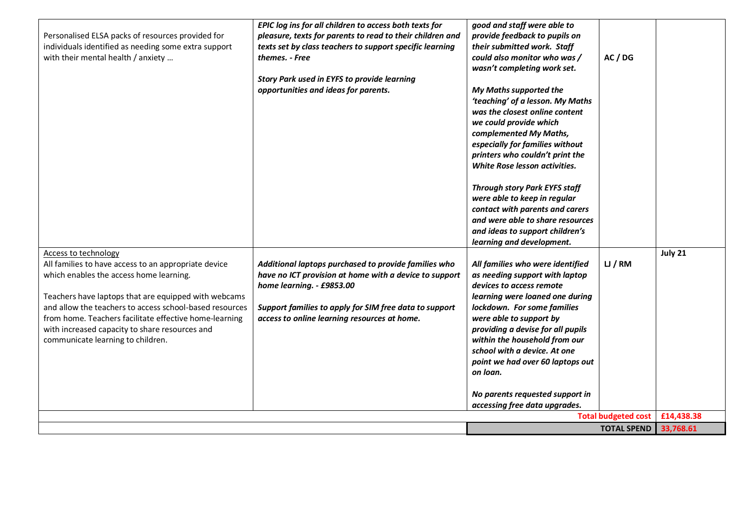| | | | | |
|---|---|---|---|---|
| Personalised ELSA packs of resources provided for individuals identified as needing some extra support with their mental health / anxiety … | ***EPIC log ins for all children to access both texts for pleasure, texts for parents to read to their children and texts set by class teachers to support specific learning themes. - Free***<br><br>***Story Park used in EYFS to provide learning opportunities and ideas for parents.*** | ***good and staff were able to provide feedback to pupils on their submitted work. Staff could also monitor who was / wasn't completing work set.***<br><br>***My Maths supported the 'teaching' of a lesson. My Maths was the closest online content we could provide which complemented My Maths, especially for families without printers who couldn't print the White Rose lesson activities.***<br><br>***Through story Park EYFS staff were able to keep in regular contact with parents and carers and were able to share resources and ideas to support children's learning and development.*** | **AC / DG** | |
| Access to technology<br>All families to have access to an appropriate device which enables the access home learning.<br><br>Teachers have laptops that are equipped with webcams and allow the teachers to access school-based resources from home. Teachers facilitate effective home-learning with increased capacity to share resources and communicate learning to children. | ***Additional laptops purchased to provide families who have no ICT provision at home with a device to support home learning. - £9853.00***<br><br>***Support families to apply for SIM free data to support access to online learning resources at home.*** | ***All families who were identified as needing support with laptop devices to access remote learning were loaned one during lockdown. For some families were able to support by providing a devise for all pupils within the household from our school with a device. At one point we had over 60 laptops out on loan.***<br><br>***No parents requested support in accessing free data upgrades.*** | **LJ / RM** | **July 21** |
| | | | **Total budgeted cost** | **£14,438.38** |
| | | | **TOTAL SPEND** | **33,768.61** |